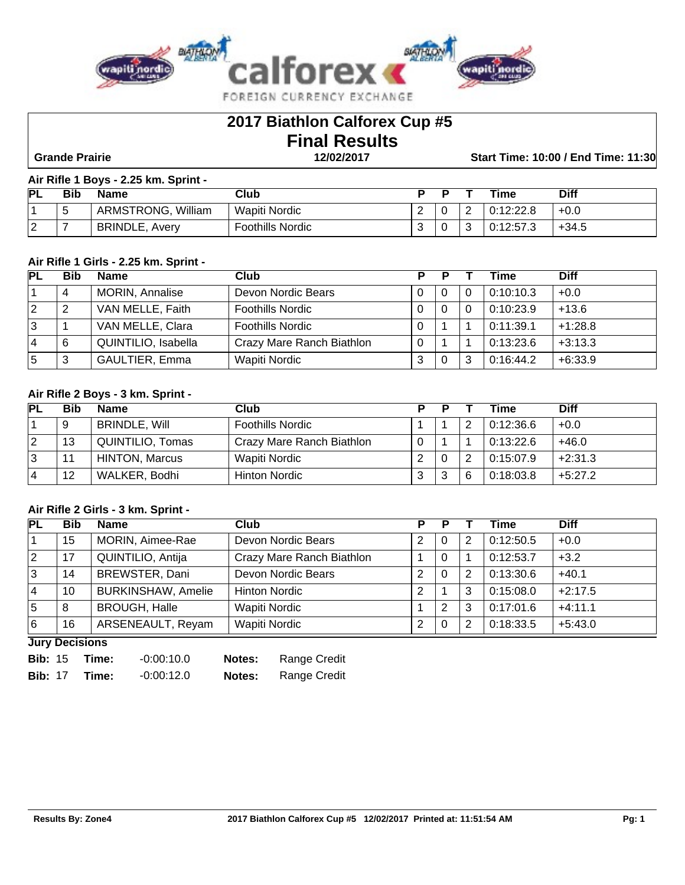# 2017 Biathlon Calforex Cup #5

## Final Results

**Grande Prairie** | **12/02/2017** | **Start Time: 10:00 / End Time: 11:30**

### Air Rifle 1 Boys - 2.25 km. Sprint -

| PL | Bib | Name | Club | P | P | T | Time | Diff |
|---|---|---|---|---|---|---|---|---|
| 1 | 5 | ARMSTRONG, William | Wapiti Nordic | 2 | 0 | 2 | 0:12:22.8 | +0.0 |
| 2 | 7 | BRINDLE, Avery | Foothills Nordic | 3 | 0 | 3 | 0:12:57.3 | +34.5 |

### Air Rifle 1 Girls - 2.25 km. Sprint -

| PL | Bib | Name | Club | P | P | T | Time | Diff |
|---|---|---|---|---|---|---|---|---|
| 1 | 4 | MORIN, Annalise | Devon Nordic Bears | 0 | 0 | 0 | 0:10:10.3 | +0.0 |
| 2 | 2 | VAN MELLE, Faith | Foothills Nordic | 0 | 0 | 0 | 0:10:23.9 | +13.6 |
| 3 | 1 | VAN MELLE, Clara | Foothills Nordic | 0 | 1 | 1 | 0:11:39.1 | +1:28.8 |
| 4 | 6 | QUINTILIO, Isabella | Crazy Mare Ranch Biathlon | 0 | 1 | 1 | 0:13:23.6 | +3:13.3 |
| 5 | 3 | GAULTIER, Emma | Wapiti Nordic | 3 | 0 | 3 | 0:16:44.2 | +6:33.9 |

### Air Rifle 2 Boys - 3 km. Sprint -

| PL | Bib | Name | Club | P | P | T | Time | Diff |
|---|---|---|---|---|---|---|---|---|
| 1 | 9 | BRINDLE, Will | Foothills Nordic | 1 | 1 | 2 | 0:12:36.6 | +0.0 |
| 2 | 13 | QUINTILIO, Tomas | Crazy Mare Ranch Biathlon | 0 | 1 | 1 | 0:13:22.6 | +46.0 |
| 3 | 11 | HINTON, Marcus | Wapiti Nordic | 2 | 0 | 2 | 0:15:07.9 | +2:31.3 |
| 4 | 12 | WALKER, Bodhi | Hinton Nordic | 3 | 3 | 6 | 0:18:03.8 | +5:27.2 |

### Air Rifle 2 Girls - 3 km. Sprint -

| PL | Bib | Name | Club | P | P | T | Time | Diff |
|---|---|---|---|---|---|---|---|---|
| 1 | 15 | MORIN, Aimee-Rae | Devon Nordic Bears | 2 | 0 | 2 | 0:12:50.5 | +0.0 |
| 2 | 17 | QUINTILIO, Antija | Crazy Mare Ranch Biathlon | 1 | 0 | 1 | 0:12:53.7 | +3.2 |
| 3 | 14 | BREWSTER, Dani | Devon Nordic Bears | 2 | 0 | 2 | 0:13:30.6 | +40.1 |
| 4 | 10 | BURKINSHAW, Amelie | Hinton Nordic | 2 | 1 | 3 | 0:15:08.0 | +2:17.5 |
| 5 | 8 | BROUGH, Halle | Wapiti Nordic | 1 | 2 | 3 | 0:17:01.6 | +4:11.1 |
| 6 | 16 | ARSENEAULT, Reyam | Wapiti Nordic | 2 | 0 | 2 | 0:18:33.5 | +5:43.0 |

**Jury Decisions**

**Bib:** 15 **Time:** -0:00:10.0 **Notes:** Range Credit

**Bib:** 17 **Time:** -0:00:12.0 **Notes:** Range Credit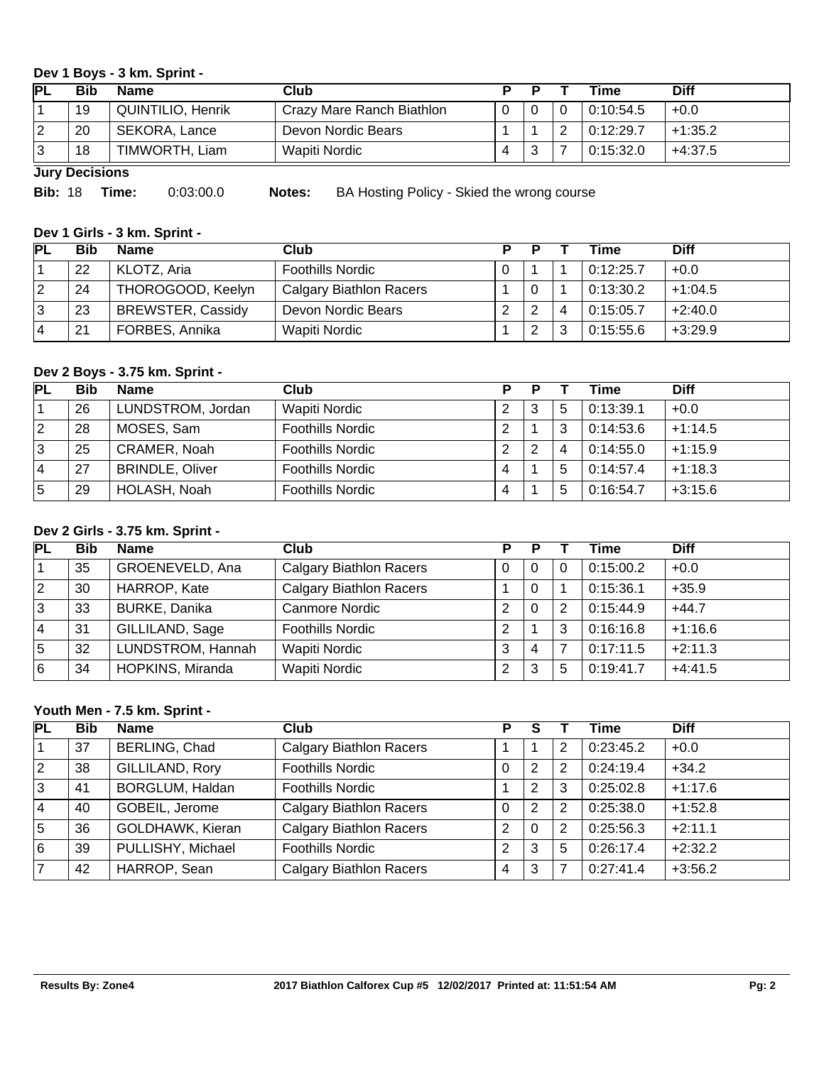### Dev 1 Boys - 3 km. Sprint -

| PL | Bib | Name | Club | P | P | T | Time | Diff |
|---|---|---|---|---|---|---|---|---|
| 1 | 19 | QUINTILIO, Henrik | Crazy Mare Ranch Biathlon | 0 | 0 | 0 | 0:10:54.5 | +0.0 |
| 2 | 20 | SEKORA, Lance | Devon Nordic Bears | 1 | 1 | 2 | 0:12:29.7 | +1:35.2 |
| 3 | 18 | TIMWORTH, Liam | Wapiti Nordic | 4 | 3 | 7 | 0:15:32.0 | +4:37.5 |

**Jury Decisions**

**Bib:** 18 **Time:** 0:03:00.0 **Notes:** BA Hosting Policy - Skied the wrong course

### Dev 1 Girls - 3 km. Sprint -

| PL | Bib | Name | Club | P | P | T | Time | Diff |
|---|---|---|---|---|---|---|---|---|
| 1 | 22 | KLOTZ, Aria | Foothills Nordic | 0 | 1 | 1 | 0:12:25.7 | +0.0 |
| 2 | 24 | THOROGOOD, Keelyn | Calgary Biathlon Racers | 1 | 0 | 1 | 0:13:30.2 | +1:04.5 |
| 3 | 23 | BREWSTER, Cassidy | Devon Nordic Bears | 2 | 2 | 4 | 0:15:05.7 | +2:40.0 |
| 4 | 21 | FORBES, Annika | Wapiti Nordic | 1 | 2 | 3 | 0:15:55.6 | +3:29.9 |

### Dev 2 Boys - 3.75 km. Sprint -

| PL | Bib | Name | Club | P | P | T | Time | Diff |
|---|---|---|---|---|---|---|---|---|
| 1 | 26 | LUNDSTROM, Jordan | Wapiti Nordic | 2 | 3 | 5 | 0:13:39.1 | +0.0 |
| 2 | 28 | MOSES, Sam | Foothills Nordic | 2 | 1 | 3 | 0:14:53.6 | +1:14.5 |
| 3 | 25 | CRAMER, Noah | Foothills Nordic | 2 | 2 | 4 | 0:14:55.0 | +1:15.9 |
| 4 | 27 | BRINDLE, Oliver | Foothills Nordic | 4 | 1 | 5 | 0:14:57.4 | +1:18.3 |
| 5 | 29 | HOLASH, Noah | Foothills Nordic | 4 | 1 | 5 | 0:16:54.7 | +3:15.6 |

### Dev 2 Girls - 3.75 km. Sprint -

| PL | Bib | Name | Club | P | P | T | Time | Diff |
|---|---|---|---|---|---|---|---|---|
| 1 | 35 | GROENEVELD, Ana | Calgary Biathlon Racers | 0 | 0 | 0 | 0:15:00.2 | +0.0 |
| 2 | 30 | HARROP, Kate | Calgary Biathlon Racers | 1 | 0 | 1 | 0:15:36.1 | +35.9 |
| 3 | 33 | BURKE, Danika | Canmore Nordic | 2 | 0 | 2 | 0:15:44.9 | +44.7 |
| 4 | 31 | GILLILAND, Sage | Foothills Nordic | 2 | 1 | 3 | 0:16:16.8 | +1:16.6 |
| 5 | 32 | LUNDSTROM, Hannah | Wapiti Nordic | 3 | 4 | 7 | 0:17:11.5 | +2:11.3 |
| 6 | 34 | HOPKINS, Miranda | Wapiti Nordic | 2 | 3 | 5 | 0:19:41.7 | +4:41.5 |

### Youth Men - 7.5 km. Sprint -

| PL | Bib | Name | Club | P | S | T | Time | Diff |
|---|---|---|---|---|---|---|---|---|
| 1 | 37 | BERLING, Chad | Calgary Biathlon Racers | 1 | 1 | 2 | 0:23:45.2 | +0.0 |
| 2 | 38 | GILLILAND, Rory | Foothills Nordic | 0 | 2 | 2 | 0:24:19.4 | +34.2 |
| 3 | 41 | BORGLUM, Haldan | Foothills Nordic | 1 | 2 | 3 | 0:25:02.8 | +1:17.6 |
| 4 | 40 | GOBEIL, Jerome | Calgary Biathlon Racers | 0 | 2 | 2 | 0:25:38.0 | +1:52.8 |
| 5 | 36 | GOLDHAWK, Kieran | Calgary Biathlon Racers | 2 | 0 | 2 | 0:25:56.3 | +2:11.1 |
| 6 | 39 | PULLISHY, Michael | Foothills Nordic | 2 | 3 | 5 | 0:26:17.4 | +2:32.2 |
| 7 | 42 | HARROP, Sean | Calgary Biathlon Racers | 4 | 3 | 7 | 0:27:41.4 | +3:56.2 |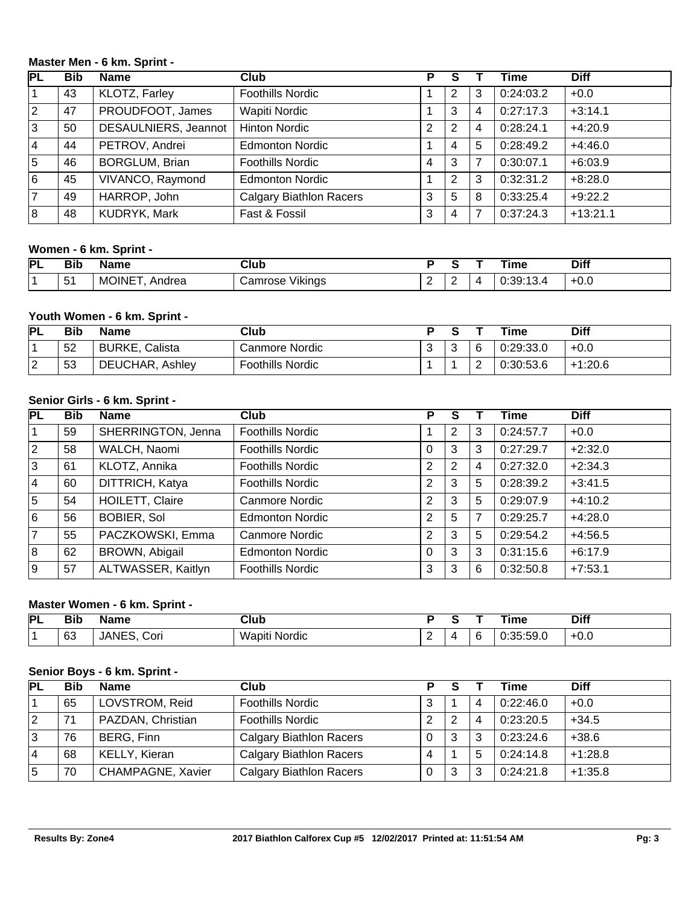### Master Men - 6 km. Sprint -

| PL | Bib | Name | Club | P | S | T | Time | Diff |
|---|---|---|---|---|---|---|---|---|
| 1 | 43 | KLOTZ, Farley | Foothills Nordic | 1 | 2 | 3 | 0:24:03.2 | +0.0 |
| 2 | 47 | PROUDFOOT, James | Wapiti Nordic | 1 | 3 | 4 | 0:27:17.3 | +3:14.1 |
| 3 | 50 | DESAULNIERS, Jeannot | Hinton Nordic | 2 | 2 | 4 | 0:28:24.1 | +4:20.9 |
| 4 | 44 | PETROV, Andrei | Edmonton Nordic | 1 | 4 | 5 | 0:28:49.2 | +4:46.0 |
| 5 | 46 | BORGLUM, Brian | Foothills Nordic | 4 | 3 | 7 | 0:30:07.1 | +6:03.9 |
| 6 | 45 | VIVANCO, Raymond | Edmonton Nordic | 1 | 2 | 3 | 0:32:31.2 | +8:28.0 |
| 7 | 49 | HARROP, John | Calgary Biathlon Racers | 3 | 5 | 8 | 0:33:25.4 | +9:22.2 |
| 8 | 48 | KUDRYK, Mark | Fast & Fossil | 3 | 4 | 7 | 0:37:24.3 | +13:21.1 |

### Women - 6 km. Sprint -

| PL | Bib | Name | Club | P | S | T | Time | Diff |
|---|---|---|---|---|---|---|---|---|
| 1 | 51 | MOINET, Andrea | Camrose Vikings | 2 | 2 | 4 | 0:39:13.4 | +0.0 |

### Youth Women - 6 km. Sprint -

| PL | Bib | Name | Club | P | S | T | Time | Diff |
|---|---|---|---|---|---|---|---|---|
| 1 | 52 | BURKE, Calista | Canmore Nordic | 3 | 3 | 6 | 0:29:33.0 | +0.0 |
| 2 | 53 | DEUCHAR, Ashley | Foothills Nordic | 1 | 1 | 2 | 0:30:53.6 | +1:20.6 |

### Senior Girls - 6 km. Sprint -

| PL | Bib | Name | Club | P | S | T | Time | Diff |
|---|---|---|---|---|---|---|---|---|
| 1 | 59 | SHERRINGTON, Jenna | Foothills Nordic | 1 | 2 | 3 | 0:24:57.7 | +0.0 |
| 2 | 58 | WALCH, Naomi | Foothills Nordic | 0 | 3 | 3 | 0:27:29.7 | +2:32.0 |
| 3 | 61 | KLOTZ, Annika | Foothills Nordic | 2 | 2 | 4 | 0:27:32.0 | +2:34.3 |
| 4 | 60 | DITTRICH, Katya | Foothills Nordic | 2 | 3 | 5 | 0:28:39.2 | +3:41.5 |
| 5 | 54 | HOILETT, Claire | Canmore Nordic | 2 | 3 | 5 | 0:29:07.9 | +4:10.2 |
| 6 | 56 | BOBIER, Sol | Edmonton Nordic | 2 | 5 | 7 | 0:29:25.7 | +4:28.0 |
| 7 | 55 | PACZKOWSKI, Emma | Canmore Nordic | 2 | 3 | 5 | 0:29:54.2 | +4:56.5 |
| 8 | 62 | BROWN, Abigail | Edmonton Nordic | 0 | 3 | 3 | 0:31:15.6 | +6:17.9 |
| 9 | 57 | ALTWASSER, Kaitlyn | Foothills Nordic | 3 | 3 | 6 | 0:32:50.8 | +7:53.1 |

### Master Women - 6 km. Sprint -

| PL | Bib | Name | Club | P | S | T | Time | Diff |
|---|---|---|---|---|---|---|---|---|
| 1 | 63 | JANES, Cori | Wapiti Nordic | 2 | 4 | 6 | 0:35:59.0 | +0.0 |

### Senior Boys - 6 km. Sprint -

| PL | Bib | Name | Club | P | S | T | Time | Diff |
|---|---|---|---|---|---|---|---|---|
| 1 | 65 | LOVSTROM, Reid | Foothills Nordic | 3 | 1 | 4 | 0:22:46.0 | +0.0 |
| 2 | 71 | PAZDAN, Christian | Foothills Nordic | 2 | 2 | 4 | 0:23:20.5 | +34.5 |
| 3 | 76 | BERG, Finn | Calgary Biathlon Racers | 0 | 3 | 3 | 0:23:24.6 | +38.6 |
| 4 | 68 | KELLY, Kieran | Calgary Biathlon Racers | 4 | 1 | 5 | 0:24:14.8 | +1:28.8 |
| 5 | 70 | CHAMPAGNE, Xavier | Calgary Biathlon Racers | 0 | 3 | 3 | 0:24:21.8 | +1:35.8 |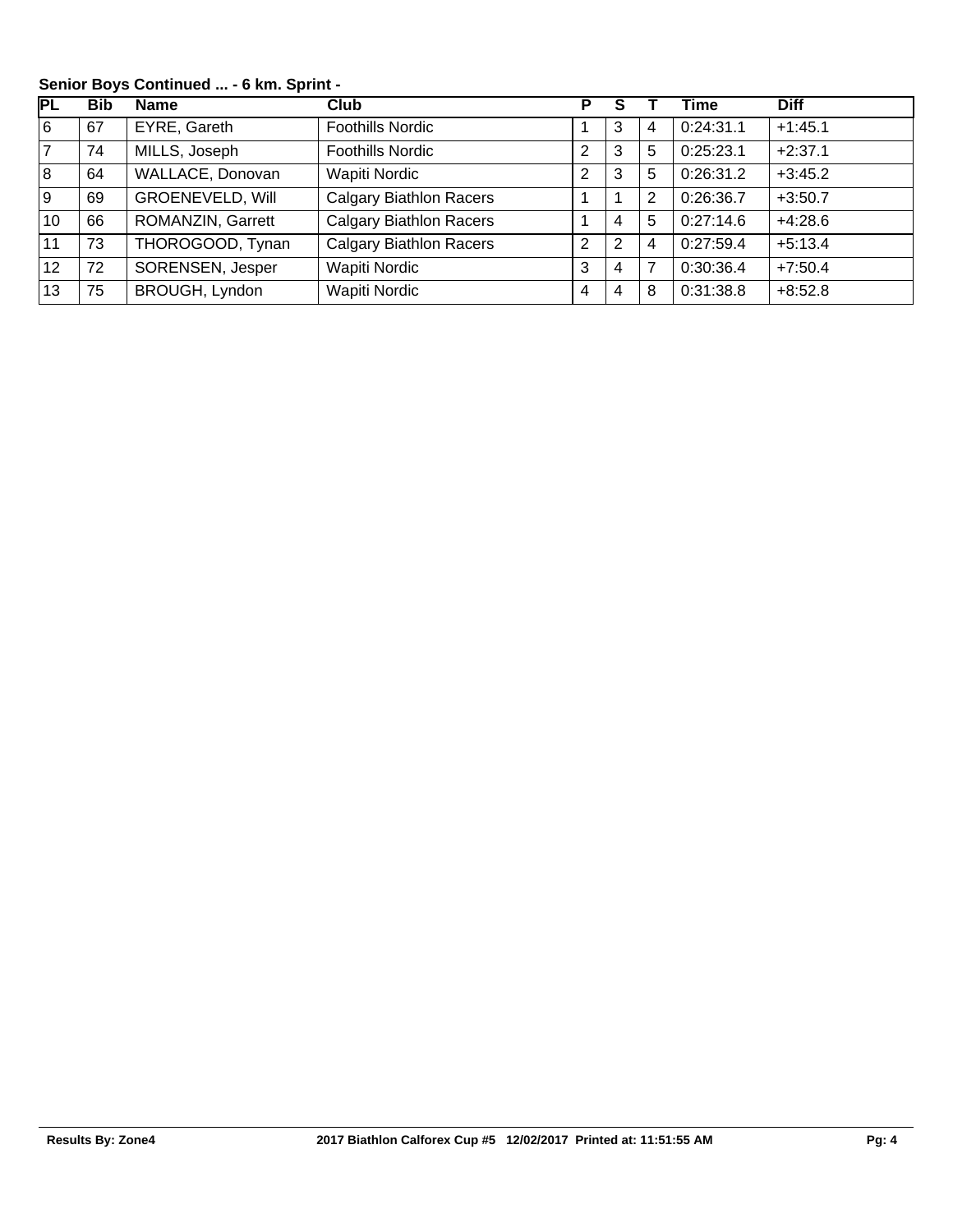**Senior Boys Continued ... - 6 km. Sprint -**

| PL | Bib | Name | Club | P | S | T | Time | Diff |
|---|---|---|---|---|---|---|---|---|
| 6 | 67 | EYRE, Gareth | Foothills Nordic | 1 | 3 | 4 | 0:24:31.1 | +1:45.1 |
| 7 | 74 | MILLS, Joseph | Foothills Nordic | 2 | 3 | 5 | 0:25:23.1 | +2:37.1 |
| 8 | 64 | WALLACE, Donovan | Wapiti Nordic | 2 | 3 | 5 | 0:26:31.2 | +3:45.2 |
| 9 | 69 | GROENEVELD, Will | Calgary Biathlon Racers | 1 | 1 | 2 | 0:26:36.7 | +3:50.7 |
| 10 | 66 | ROMANZIN, Garrett | Calgary Biathlon Racers | 1 | 4 | 5 | 0:27:14.6 | +4:28.6 |
| 11 | 73 | THOROGOOD, Tynan | Calgary Biathlon Racers | 2 | 2 | 4 | 0:27:59.4 | +5:13.4 |
| 12 | 72 | SORENSEN, Jesper | Wapiti Nordic | 3 | 4 | 7 | 0:30:36.4 | +7:50.4 |
| 13 | 75 | BROUGH, Lyndon | Wapiti Nordic | 4 | 4 | 8 | 0:31:38.8 | +8:52.8 |